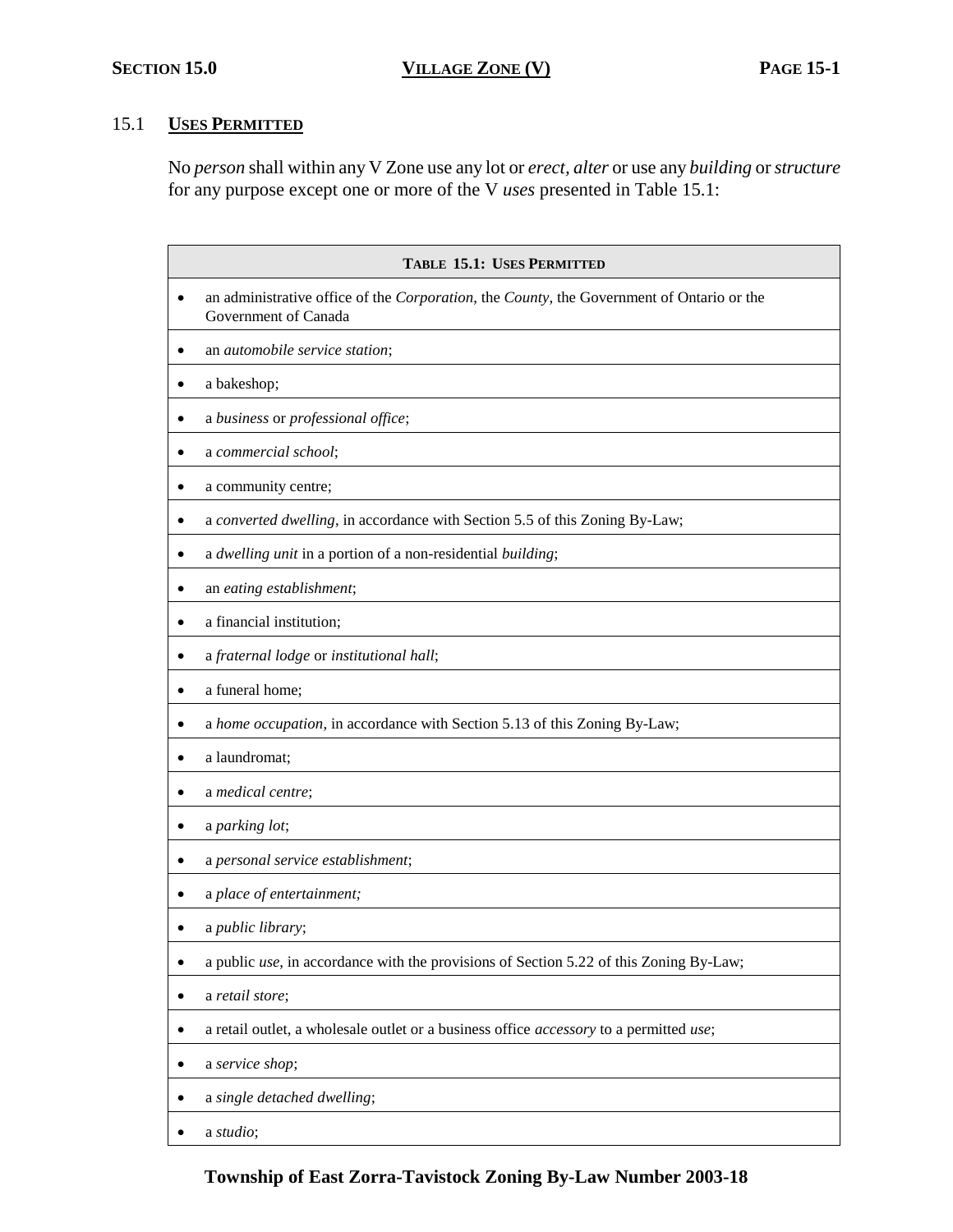# SECTION 15.0 VILLAGE ZONE (V)

## 15.1 USES PERMITTED

No *person* shall within any V Zone use any lot or *erect, alter* or use any *building* or *structure* for any purpose except one or more of the V *uses* presented in Table 15.1:

| TABLE 15.1: USES PERMITTED |
|---|
| • an administrative office of the *Corporation*, the *County*, the Government of Ontario or the Government of Canada |
| • an *automobile service station*; |
| • a bakeshop; |
| • a *business* or *professional office*; |
| • a *commercial school*; |
| • a community centre; |
| • a *converted dwelling*, in accordance with Section 5.5 of this Zoning By-Law; |
| • a *dwelling unit* in a portion of a non-residential *building*; |
| • an *eating establishment*; |
| • a financial institution; |
| • a *fraternal lodge* or *institutional hall*; |
| • a funeral home; |
| • a *home occupation*, in accordance with Section 5.13 of this Zoning By-Law; |
| • a laundromat; |
| • a *medical centre*; |
| • a *parking lot*; |
| • a *personal service establishment*; |
| • a *place of entertainment;* |
| • a *public library*; |
| • a public *use*, in accordance with the provisions of Section 5.22 of this Zoning By-Law; |
| • a *retail store*; |
| • a retail outlet, a wholesale outlet or a business office *accessory* to a permitted *use*; |
| • a *service shop*; |
| • a *single detached dwelling*; |
| • a *studio*; |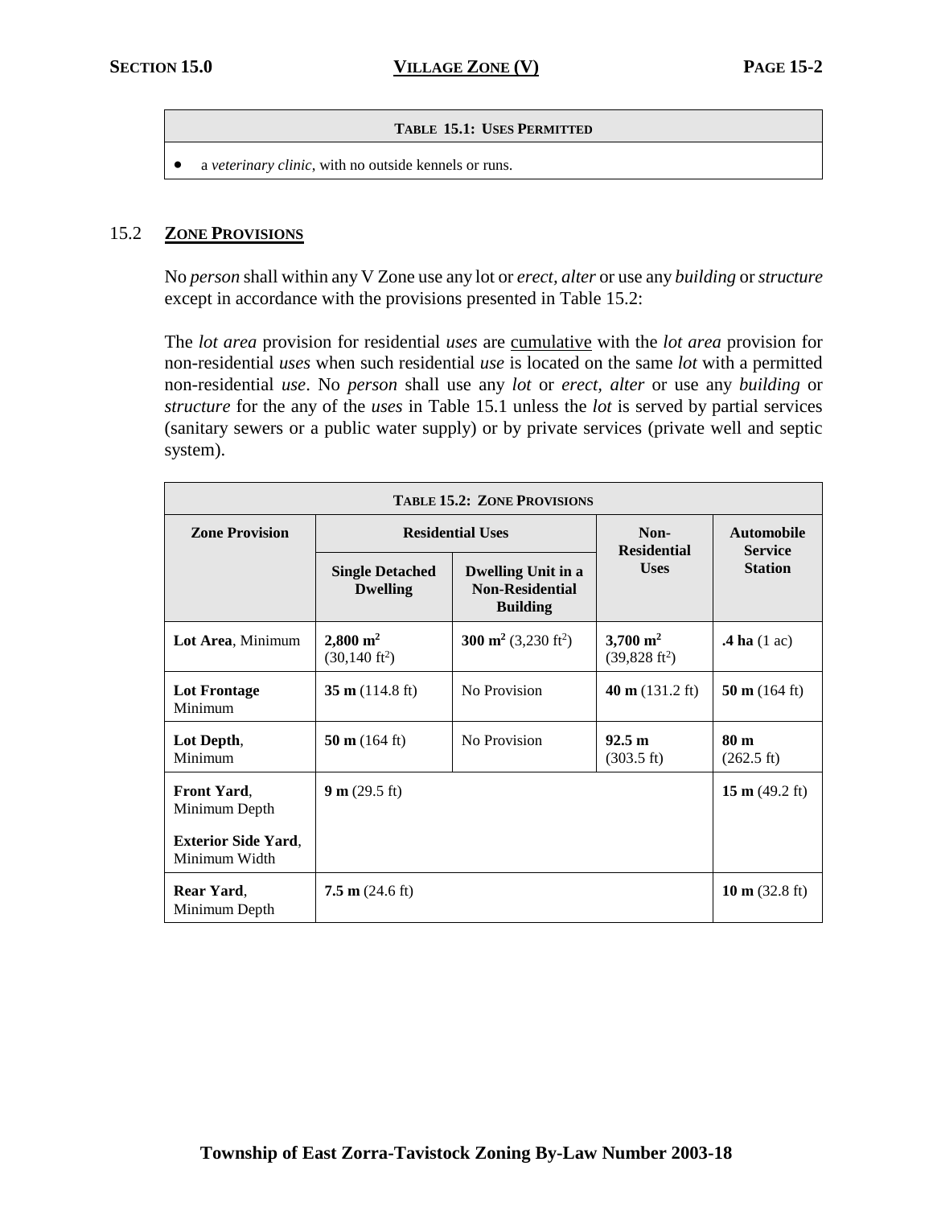| **TABLE 15.1: USES PERMITTED** |
|---|
| • a *veterinary clinic*, with no outside kennels or runs. |

## 15.2 ZONE PROVISIONS

No *person* shall within any V Zone use any lot or *erect*, *alter* or use any *building* or *structure* except in accordance with the provisions presented in Table 15.2:

The *lot area* provision for residential *uses* are cumulative with the *lot area* provision for non-residential *uses* when such residential *use* is located on the same *lot* with a permitted non-residential *use*. No *person* shall use any *lot* or *erect*, *alter* or use any *building* or *structure* for the any of the *uses* in Table 15.1 unless the *lot* is served by partial services (sanitary sewers or a public water supply) or by private services (private well and septic system).

| **TABLE 15.2: ZONE PROVISIONS** | | | | |
|---|---|---|---|---|
| **Zone Provision** | **Residential Uses** | | **Non-Residential Uses** | **Automobile Service Station** |
| | **Single Detached Dwelling** | **Dwelling Unit in a Non-Residential Building** | | |
| **Lot Area**, Minimum | **2,800 m²** (30,140 ft²) | **300 m²** (3,230 ft²) | **3,700 m²** (39,828 ft²) | **.4 ha** (1 ac) |
| **Lot Frontage** Minimum | **35 m** (114.8 ft) | No Provision | **40 m** (131.2 ft) | **50 m** (164 ft) |
| **Lot Depth**, Minimum | **50 m** (164 ft) | No Provision | **92.5 m** (303.5 ft) | **80 m** (262.5 ft) |
| **Front Yard**, Minimum Depth<br>**Exterior Side Yard**, Minimum Width | **9 m** (29.5 ft) | | | **15 m** (49.2 ft) |
| **Rear Yard**, Minimum Depth | **7.5 m** (24.6 ft) | | | **10 m** (32.8 ft) |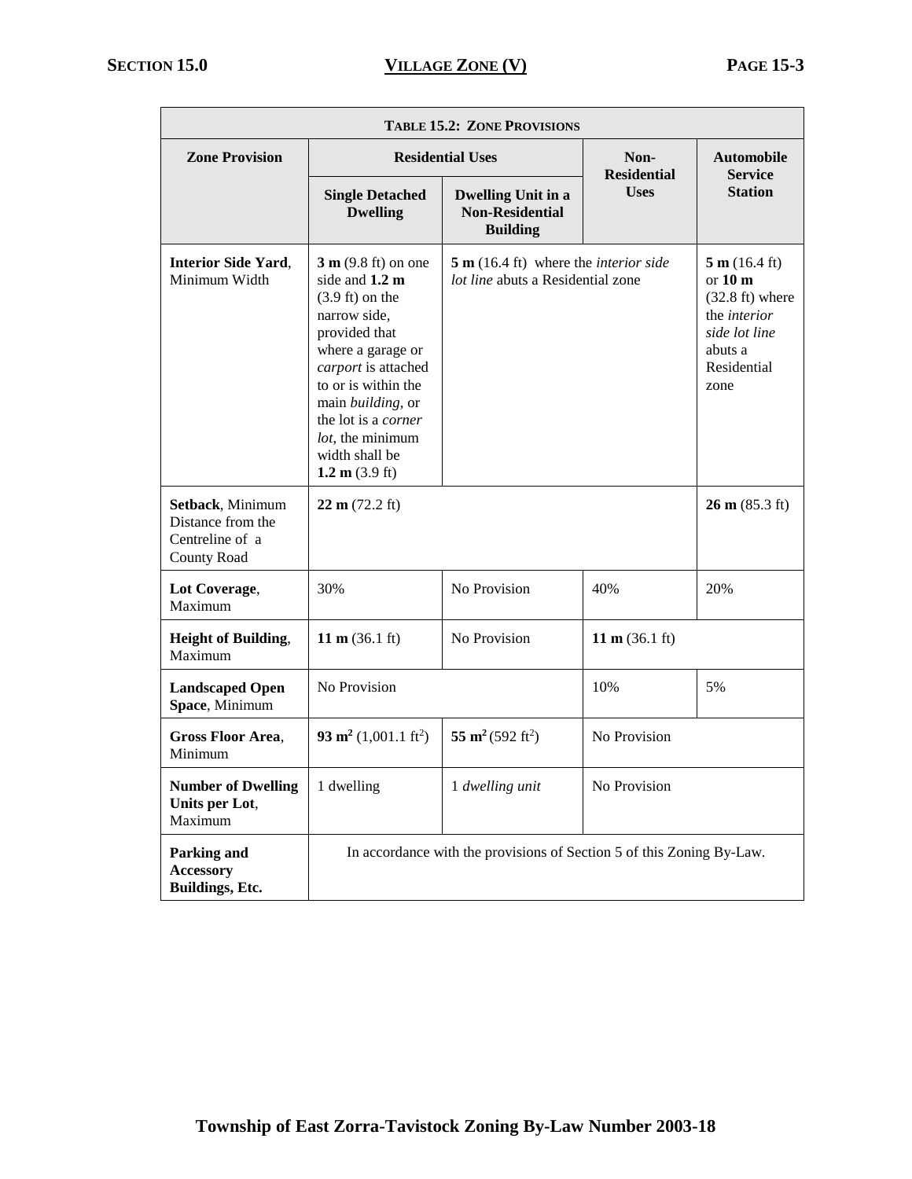| **TABLE 15.2: ZONE PROVISIONS** | | | | |
|---|---|---|---|---|
| **Zone Provision** | **Residential Uses** | | **Non-Residential Uses** | **Automobile Service Station** |
| | **Single Detached Dwelling** | **Dwelling Unit in a Non-Residential Building** | | |
| **Interior Side Yard**, Minimum Width | **3 m** (9.8 ft) on one side and **1.2 m** (3.9 ft) on the narrow side, provided that where a garage or *carport* is attached to or is within the main *building*, or the lot is a *corner lot*, the minimum width shall be **1.2 m** (3.9 ft) | **5 m** (16.4 ft) where the *interior side lot line* abuts a Residential zone | | **5 m** (16.4 ft) or **10 m** (32.8 ft) where the *interior side lot line* abuts a Residential zone |
| **Setback**, Minimum Distance from the Centreline of a County Road | **22 m** (72.2 ft) | | | **26 m** (85.3 ft) |
| **Lot Coverage**, Maximum | 30% | No Provision | 40% | 20% |
| **Height of Building**, Maximum | **11 m** (36.1 ft) | No Provision | **11 m** (36.1 ft) | |
| **Landscaped Open Space**, Minimum | No Provision | | 10% | 5% |
| **Gross Floor Area**, Minimum | **93 m²** (1,001.1 ft²) | **55 m²** (592 ft²) | No Provision | |
| **Number of Dwelling Units per Lot**, Maximum | 1 dwelling | 1 *dwelling unit* | No Provision | |
| **Parking and Accessory Buildings, Etc.** | In accordance with the provisions of Section 5 of this Zoning By-Law. | | | |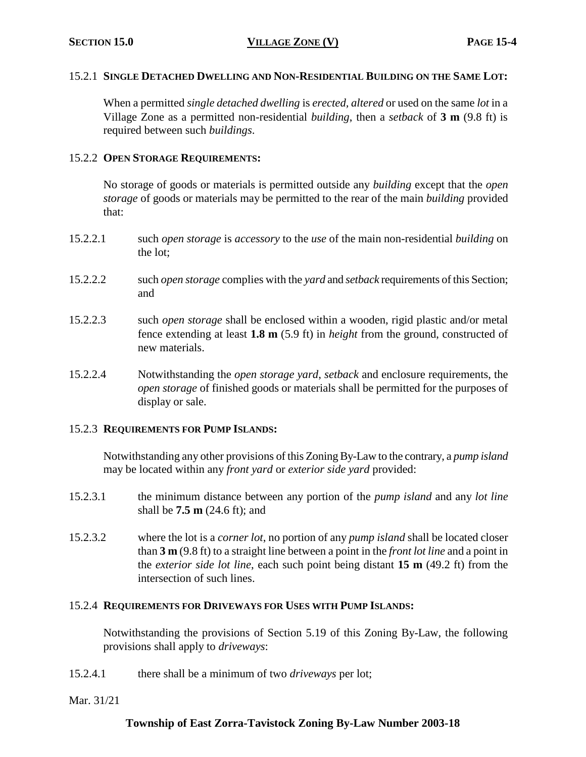### 15.2.1 SINGLE DETACHED DWELLING AND NON-RESIDENTIAL BUILDING ON THE SAME LOT:

When a permitted *single detached dwelling* is *erected, altered* or used on the same *lot* in a Village Zone as a permitted non-residential *building*, then a *setback* of **3 m** (9.8 ft) is required between such *buildings*.

### 15.2.2 OPEN STORAGE REQUIREMENTS:

No storage of goods or materials is permitted outside any *building* except that the *open storage* of goods or materials may be permitted to the rear of the main *building* provided that:

15.2.2.1 such *open storage* is *accessory* to the *use* of the main non-residential *building* on the lot;

15.2.2.2 such *open storage* complies with the *yard* and *setback* requirements of this Section; and

15.2.2.3 such *open storage* shall be enclosed within a wooden, rigid plastic and/or metal fence extending at least **1.8 m** (5.9 ft) in *height* from the ground, constructed of new materials.

15.2.2.4 Notwithstanding the *open storage yard*, *setback* and enclosure requirements, the *open storage* of finished goods or materials shall be permitted for the purposes of display or sale.

### 15.2.3 REQUIREMENTS FOR PUMP ISLANDS:

Notwithstanding any other provisions of this Zoning By-Law to the contrary, a *pump island* may be located within any *front yard* or *exterior side yard* provided:

15.2.3.1 the minimum distance between any portion of the *pump island* and any *lot line* shall be **7.5 m** (24.6 ft); and

15.2.3.2 where the lot is a *corner lot*, no portion of any *pump island* shall be located closer than **3 m** (9.8 ft) to a straight line between a point in the *front lot line* and a point in the *exterior side lot line*, each such point being distant **15 m** (49.2 ft) from the intersection of such lines.

### 15.2.4 REQUIREMENTS FOR DRIVEWAYS FOR USES WITH PUMP ISLANDS:

Notwithstanding the provisions of Section 5.19 of this Zoning By-Law, the following provisions shall apply to *driveways*:

15.2.4.1 there shall be a minimum of two *driveways* per lot;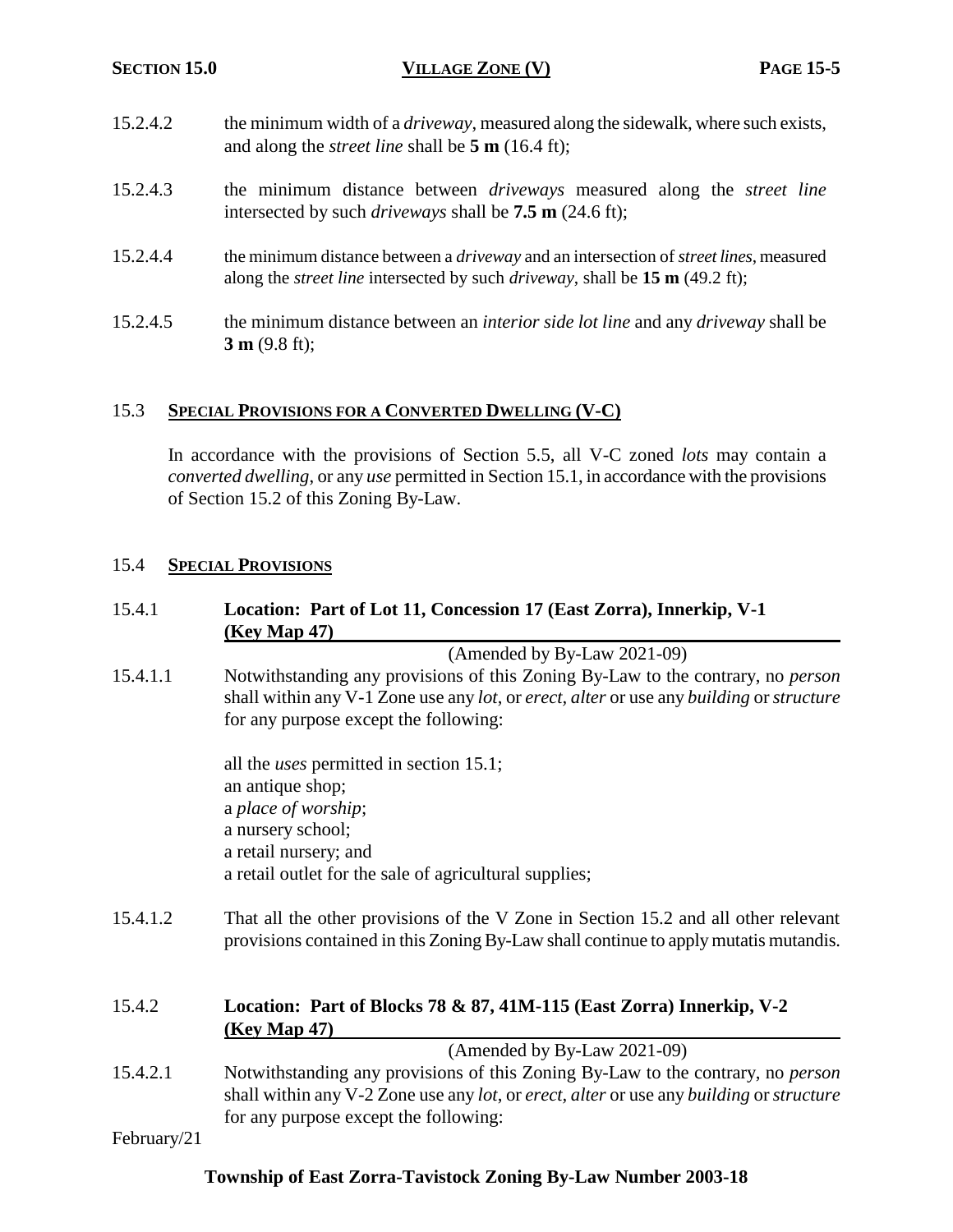15.2.4.2 the minimum width of a *driveway*, measured along the sidewalk, where such exists, and along the *street line* shall be **5 m** (16.4 ft);

15.2.4.3 the minimum distance between *driveways* measured along the *street line* intersected by such *driveways* shall be **7.5 m** (24.6 ft);

15.2.4.4 the minimum distance between a *driveway* and an intersection of *street lines*, measured along the *street line* intersected by such *driveway*, shall be **15 m** (49.2 ft);

15.2.4.5 the minimum distance between an *interior side lot line* and any *driveway* shall be **3 m** (9.8 ft);

## 15.3 SPECIAL PROVISIONS FOR A CONVERTED DWELLING (V-C)

In accordance with the provisions of Section 5.5, all V-C zoned *lots* may contain a *converted dwelling*, or any *use* permitted in Section 15.1, in accordance with the provisions of Section 15.2 of this Zoning By-Law.

## 15.4 SPECIAL PROVISIONS

### 15.4.1 Location: Part of Lot 11, Concession 17 (East Zorra), Innerkip, V-1 (Key Map 47)

(Amended by By-Law 2021-09)

15.4.1.1 Notwithstanding any provisions of this Zoning By-Law to the contrary, no *person* shall within any V-1 Zone use any *lot*, or *erect*, *alter* or use any *building* or *structure* for any purpose except the following:

all the *uses* permitted in section 15.1;
an antique shop;
a *place of worship*;
a nursery school;
a retail nursery; and
a retail outlet for the sale of agricultural supplies;

15.4.1.2 That all the other provisions of the V Zone in Section 15.2 and all other relevant provisions contained in this Zoning By-Law shall continue to apply mutatis mutandis.

### 15.4.2 Location: Part of Blocks 78 & 87, 41M-115 (East Zorra) Innerkip, V-2 (Key Map 47)

(Amended by By-Law 2021-09)

15.4.2.1 Notwithstanding any provisions of this Zoning By-Law to the contrary, no *person* shall within any V-2 Zone use any *lot*, or *erect*, *alter* or use any *building* or *structure* for any purpose except the following: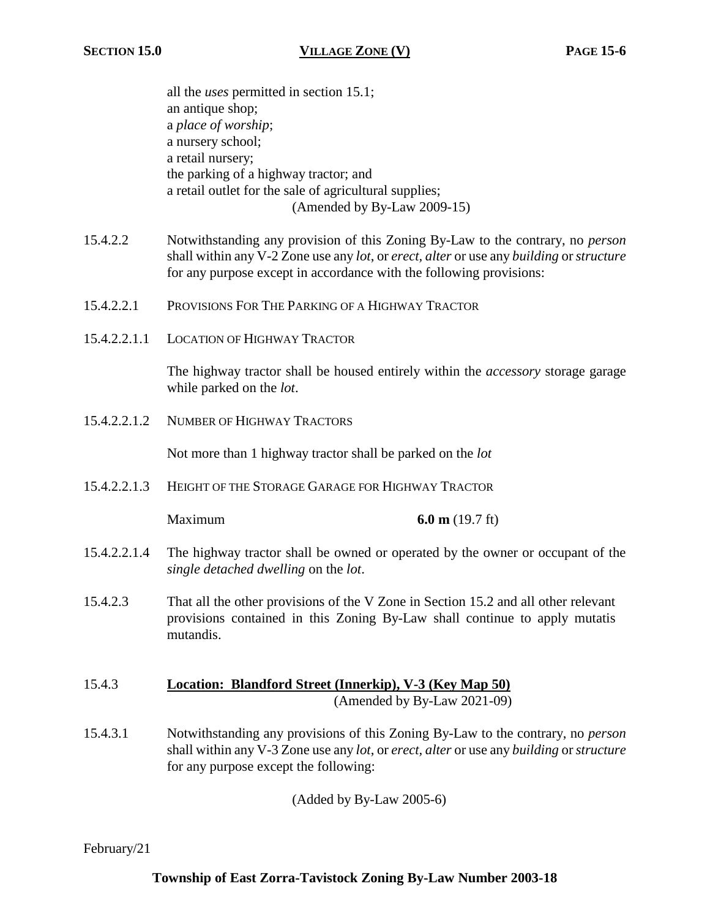all the *uses* permitted in section 15.1;
an antique shop;
a *place of worship*;
a nursery school;
a retail nursery;
the parking of a highway tractor; and
a retail outlet for the sale of agricultural supplies;
(Amended by By-Law 2009-15)

15.4.2.2 Notwithstanding any provision of this Zoning By-Law to the contrary, no *person* shall within any V-2 Zone use any *lot*, or *erect, alter* or use any *building* or *structure* for any purpose except in accordance with the following provisions:

15.4.2.2.1 PROVISIONS FOR THE PARKING OF A HIGHWAY TRACTOR

15.4.2.2.1.1 LOCATION OF HIGHWAY TRACTOR

The highway tractor shall be housed entirely within the *accessory* storage garage while parked on the *lot*.

15.4.2.2.1.2 NUMBER OF HIGHWAY TRACTORS

Not more than 1 highway tractor shall be parked on the *lot*

15.4.2.2.1.3 HEIGHT OF THE STORAGE GARAGE FOR HIGHWAY TRACTOR

Maximum **6.0 m** (19.7 ft)

15.4.2.2.1.4 The highway tractor shall be owned or operated by the owner or occupant of the *single detached dwelling* on the *lot*.

15.4.2.3 That all the other provisions of the V Zone in Section 15.2 and all other relevant provisions contained in this Zoning By-Law shall continue to apply mutatis mutandis.

15.4.3 **Location: Blandford Street (Innerkip), V-3 (Key Map 50)**
(Amended by By-Law 2021-09)

15.4.3.1 Notwithstanding any provisions of this Zoning By-Law to the contrary, no *person* shall within any V-3 Zone use any *lot*, or *erect, alter* or use any *building* or *structure* for any purpose except the following:

(Added by By-Law 2005-6)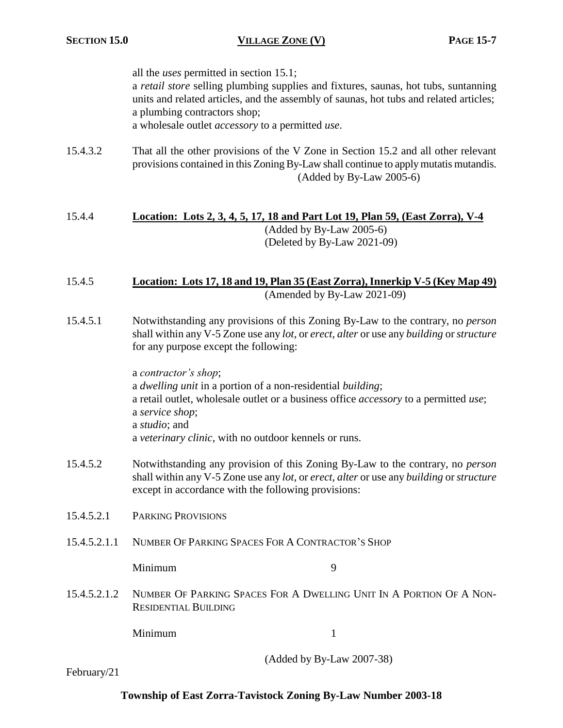all the *uses* permitted in section 15.1;
a *retail store* selling plumbing supplies and fixtures, saunas, hot tubs, suntanning units and related articles, and the assembly of saunas, hot tubs and related articles;
a plumbing contractors shop;
a wholesale outlet *accessory* to a permitted *use*.

15.4.3.2 That all the other provisions of the V Zone in Section 15.2 and all other relevant provisions contained in this Zoning By-Law shall continue to apply mutatis mutandis.
(Added by By-Law 2005-6)

15.4.4 **Location: Lots 2, 3, 4, 5, 17, 18 and Part Lot 19, Plan 59, (East Zorra), V-4**
(Added by By-Law 2005-6)
(Deleted by By-Law 2021-09)

15.4.5 **Location: Lots 17, 18 and 19, Plan 35 (East Zorra), Innerkip V-5 (Key Map 49)**
(Amended by By-Law 2021-09)

15.4.5.1 Notwithstanding any provisions of this Zoning By-Law to the contrary, no *person* shall within any V-5 Zone use any *lot*, or *erect*, *alter* or use any *building* or *structure* for any purpose except the following:

a *contractor's shop*;
a *dwelling unit* in a portion of a non-residential *building*;
a retail outlet, wholesale outlet or a business office *accessory* to a permitted *use*;
a *service shop*;
a *studio*; and
a *veterinary clinic*, with no outdoor kennels or runs.

15.4.5.2 Notwithstanding any provision of this Zoning By-Law to the contrary, no *person* shall within any V-5 Zone use any *lot*, or *erect*, *alter* or use any *building* or *structure* except in accordance with the following provisions:

15.4.5.2.1 PARKING PROVISIONS

15.4.5.2.1.1 NUMBER OF PARKING SPACES FOR A CONTRACTOR'S SHOP

Minimum 9

15.4.5.2.1.2 NUMBER OF PARKING SPACES FOR A DWELLING UNIT IN A PORTION OF A NON-RESIDENTIAL BUILDING

Minimum 1

(Added by By-Law 2007-38)

February/21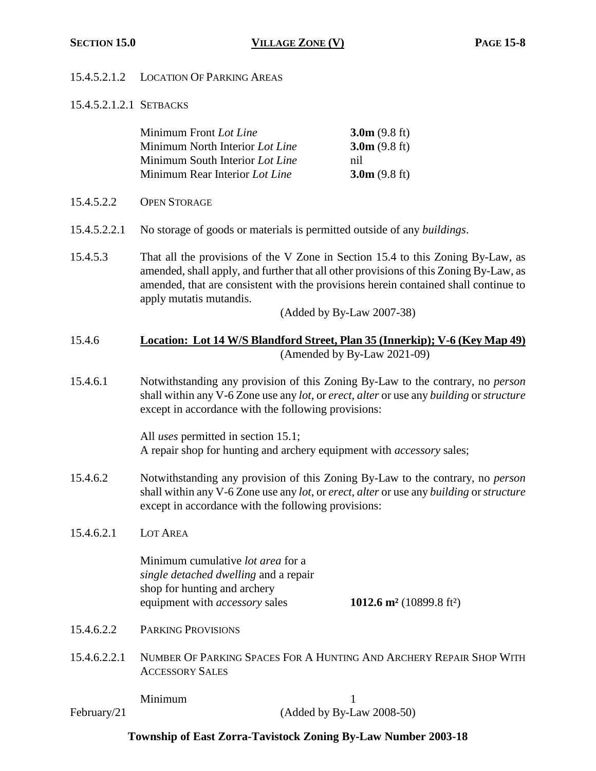15.4.5.2.1.2 LOCATION OF PARKING AREAS

15.4.5.2.1.2.1 SETBACKS

| | |
|---|---|
| Minimum Front *Lot Line* | **3.0m** (9.8 ft) |
| Minimum North Interior *Lot Line* | **3.0m** (9.8 ft) |
| Minimum South Interior *Lot Line* | nil |
| Minimum Rear Interior *Lot Line* | **3.0m** (9.8 ft) |

15.4.5.2.2 OPEN STORAGE

15.4.5.2.2.1 No storage of goods or materials is permitted outside of any *buildings*.

15.4.5.3 That all the provisions of the V Zone in Section 15.4 to this Zoning By-Law, as amended, shall apply, and further that all other provisions of this Zoning By-Law, as amended, that are consistent with the provisions herein contained shall continue to apply mutatis mutandis.

(Added by By-Law 2007-38)

15.4.6 **Location: Lot 14 W/S Blandford Street, Plan 35 (Innerkip); V-6 (Key Map 49)**

(Amended by By-Law 2021-09)

15.4.6.1 Notwithstanding any provision of this Zoning By-Law to the contrary, no *person* shall within any V-6 Zone use any *lot*, or *erect*, *alter* or use any *building* or *structure* except in accordance with the following provisions:

All *uses* permitted in section 15.1;
A repair shop for hunting and archery equipment with *accessory* sales;

15.4.6.2 Notwithstanding any provision of this Zoning By-Law to the contrary, no *person* shall within any V-6 Zone use any *lot*, or *erect*, *alter* or use any *building* or *structure* except in accordance with the following provisions:

15.4.6.2.1 LOT AREA

| | |
|---|---|
| Minimum cumulative *lot area* for a *single detached dwelling* and a repair shop for hunting and archery equipment with *accessory* sales | **1012.6 m²** (10899.8 ft²) |

15.4.6.2.2 PARKING PROVISIONS

15.4.6.2.2.1 NUMBER OF PARKING SPACES FOR A HUNTING AND ARCHERY REPAIR SHOP WITH ACCESSORY SALES

| | |
|---|---|
| Minimum | 1 |

(Added by By-Law 2008-50)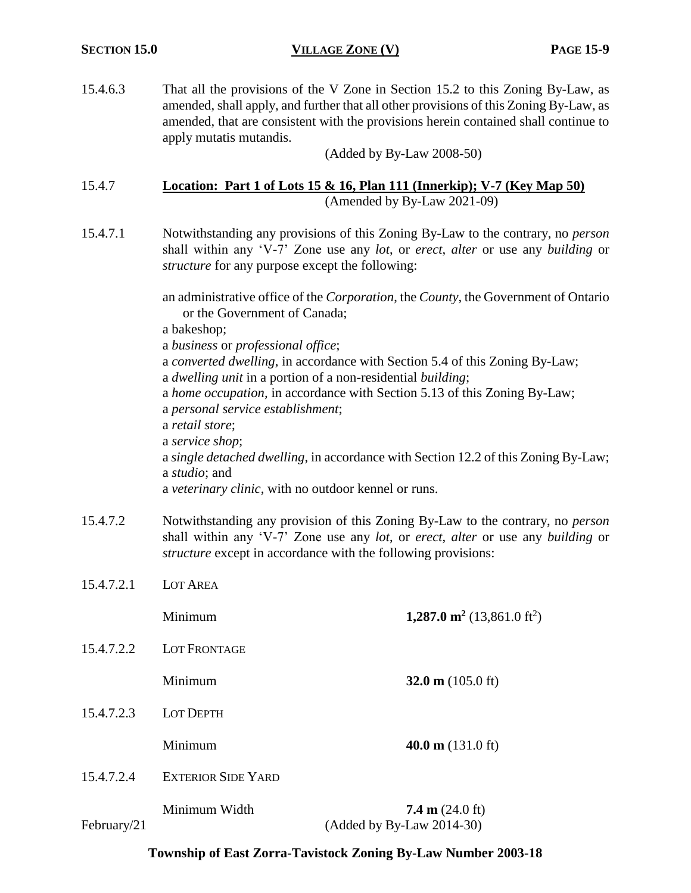15.4.6.3 That all the provisions of the V Zone in Section 15.2 to this Zoning By-Law, as amended, shall apply, and further that all other provisions of this Zoning By-Law, as amended, that are consistent with the provisions herein contained shall continue to apply mutatis mutandis.

(Added by By-Law 2008-50)

### 15.4.7 Location: Part 1 of Lots 15 & 16, Plan 111 (Innerkip); V-7 (Key Map 50)

(Amended by By-Law 2021-09)

15.4.7.1 Notwithstanding any provisions of this Zoning By-Law to the contrary, no *person* shall within any 'V-7' Zone use any *lot*, or *erect*, *alter* or use any *building* or *structure* for any purpose except the following:

an administrative office of the *Corporation*, the *County*, the Government of Ontario or the Government of Canada;
a bakeshop;
a *business* or *professional office*;
a *converted dwelling*, in accordance with Section 5.4 of this Zoning By-Law;
a *dwelling unit* in a portion of a non-residential *building*;
a *home occupation*, in accordance with Section 5.13 of this Zoning By-Law;
a *personal service establishment*;
a *retail store*;
a *service shop*;
a *single detached dwelling*, in accordance with Section 12.2 of this Zoning By-Law;
a *studio*; and
a *veterinary clinic*, with no outdoor kennel or runs.

15.4.7.2 Notwithstanding any provision of this Zoning By-Law to the contrary, no *person* shall within any 'V-7' Zone use any *lot*, or *erect*, *alter* or use any *building* or *structure* except in accordance with the following provisions:

15.4.7.2.1 LOT AREA

Minimum **1,287.0 m²** (13,861.0 ft²)

15.4.7.2.2 LOT FRONTAGE

Minimum **32.0 m** (105.0 ft)

15.4.7.2.3 LOT DEPTH

Minimum **40.0 m** (131.0 ft)

15.4.7.2.4 EXTERIOR SIDE YARD

Minimum Width **7.4 m** (24.0 ft)

(Added by By-Law 2014-30)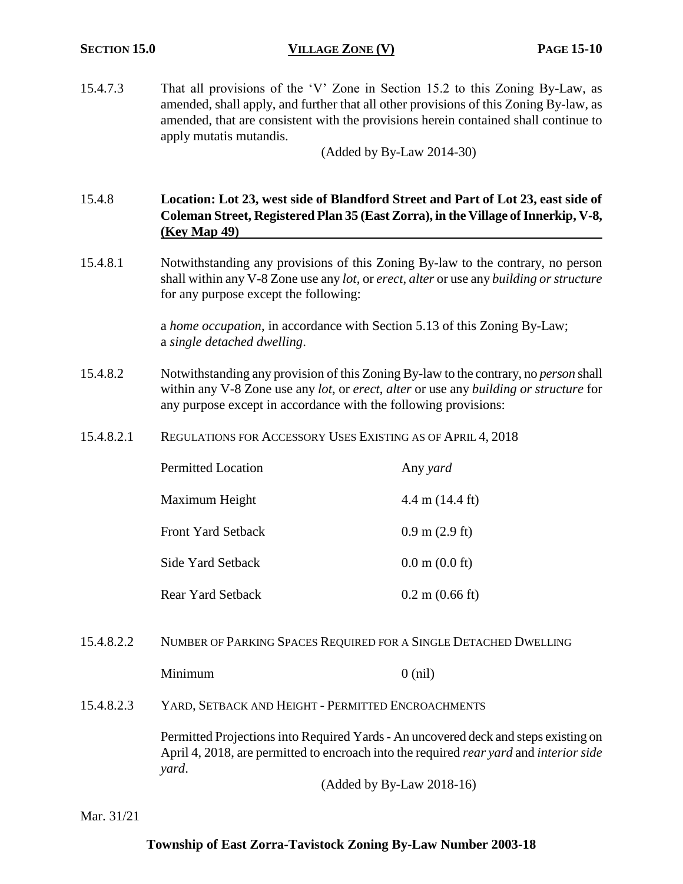15.4.7.3 That all provisions of the 'V' Zone in Section 15.2 to this Zoning By-Law, as amended, shall apply, and further that all other provisions of this Zoning By-law, as amended, that are consistent with the provisions herein contained shall continue to apply mutatis mutandis.

(Added by By-Law 2014-30)

### 15.4.8 Location: Lot 23, west side of Blandford Street and Part of Lot 23, east side of Coleman Street, Registered Plan 35 (East Zorra), in the Village of Innerkip, V-8, (Key Map 49)

15.4.8.1 Notwithstanding any provisions of this Zoning By-law to the contrary, no person shall within any V-8 Zone use any *lot*, or *erect*, *alter* or use any *building or structure* for any purpose except the following:

a *home occupation*, in accordance with Section 5.13 of this Zoning By-Law;
a *single detached dwelling*.

15.4.8.2 Notwithstanding any provision of this Zoning By-law to the contrary, no *person* shall within any V-8 Zone use any *lot*, or *erect*, *alter* or use any *building or structure* for any purpose except in accordance with the following provisions:

15.4.8.2.1 REGULATIONS FOR ACCESSORY USES EXISTING AS OF APRIL 4, 2018

| | |
|---|---|
| Permitted Location | Any *yard* |
| Maximum Height | 4.4 m (14.4 ft) |
| Front Yard Setback | 0.9 m (2.9 ft) |
| Side Yard Setback | 0.0 m (0.0 ft) |
| Rear Yard Setback | 0.2 m (0.66 ft) |

15.4.8.2.2 NUMBER OF PARKING SPACES REQUIRED FOR A SINGLE DETACHED DWELLING

| | |
|---|---|
| Minimum | 0 (nil) |

15.4.8.2.3 YARD, SETBACK AND HEIGHT - PERMITTED ENCROACHMENTS

Permitted Projections into Required Yards - An uncovered deck and steps existing on April 4, 2018, are permitted to encroach into the required *rear yard* and *interior side yard*.

(Added by By-Law 2018-16)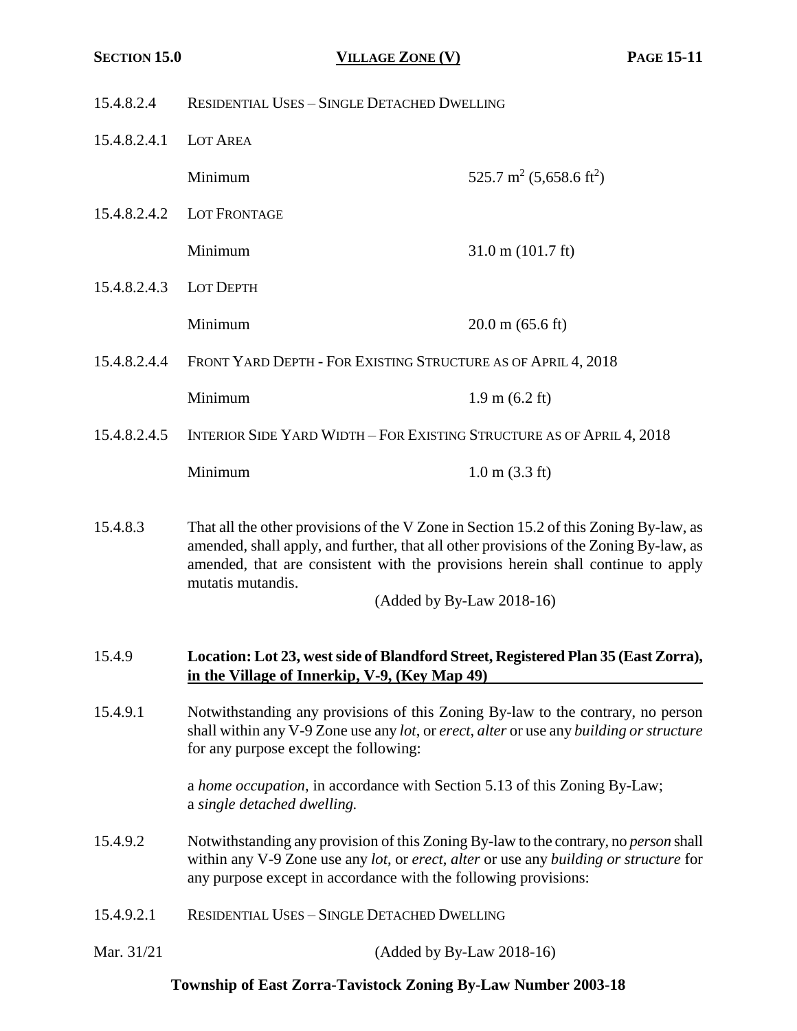15.4.8.2.4 RESIDENTIAL USES – SINGLE DETACHED DWELLING

15.4.8.2.4.1 LOT AREA

| | |
|---|---|
| Minimum | 525.7 $m^2$ (5,658.6 $ft^2$) |

15.4.8.2.4.2 LOT FRONTAGE

| | |
|---|---|
| Minimum | 31.0 m (101.7 ft) |

15.4.8.2.4.3 LOT DEPTH

| | |
|---|---|
| Minimum | 20.0 m (65.6 ft) |

15.4.8.2.4.4 FRONT YARD DEPTH - FOR EXISTING STRUCTURE AS OF APRIL 4, 2018

| | |
|---|---|
| Minimum | 1.9 m (6.2 ft) |

15.4.8.2.4.5 INTERIOR SIDE YARD WIDTH – FOR EXISTING STRUCTURE AS OF APRIL 4, 2018

| | |
|---|---|
| Minimum | 1.0 m (3.3 ft) |

15.4.8.3 That all the other provisions of the V Zone in Section 15.2 of this Zoning By-law, as amended, shall apply, and further, that all other provisions of the Zoning By-law, as amended, that are consistent with the provisions herein shall continue to apply mutatis mutandis.

(Added by By-Law 2018-16)

### 15.4.9 Location: Lot 23, west side of Blandford Street, Registered Plan 35 (East Zorra), in the Village of Innerkip, V-9, (Key Map 49)

15.4.9.1 Notwithstanding any provisions of this Zoning By-law to the contrary, no person shall within any V-9 Zone use any *lot*, or *erect*, *alter* or use any *building or structure* for any purpose except the following:

a *home occupation*, in accordance with Section 5.13 of this Zoning By-Law;
a *single detached dwelling.*

15.4.9.2 Notwithstanding any provision of this Zoning By-law to the contrary, no *person* shall within any V-9 Zone use any *lot*, or *erect*, *alter* or use any *building or structure* for any purpose except in accordance with the following provisions:

15.4.9.2.1 RESIDENTIAL USES – SINGLE DETACHED DWELLING

Mar. 31/21 (Added by By-Law 2018-16)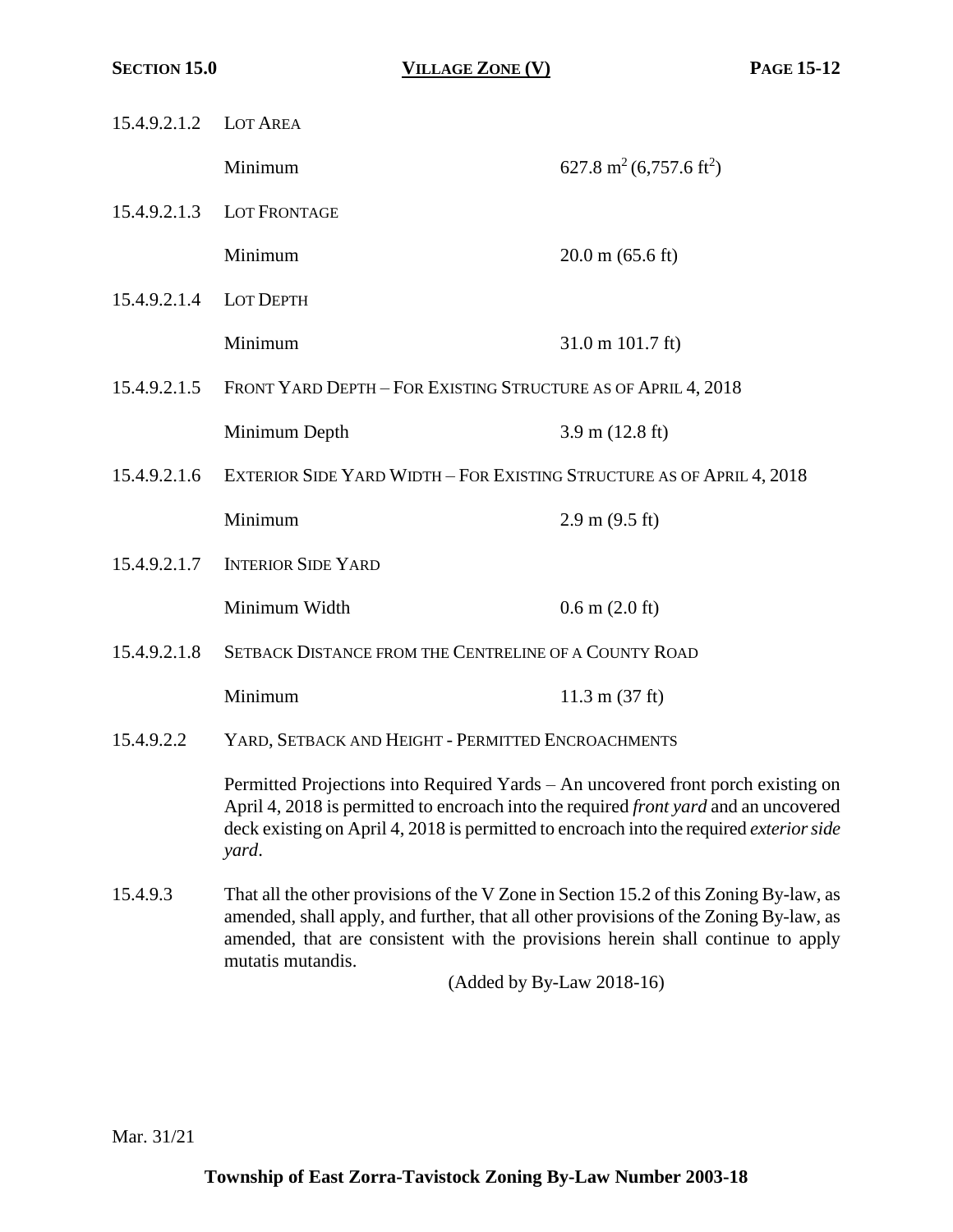15.4.9.2.1.2 LOT AREA

Minimum 627.8 $m^2$ (6,757.6 $ft^2$)

15.4.9.2.1.3 LOT FRONTAGE

Minimum 20.0 m (65.6 ft)

15.4.9.2.1.4 LOT DEPTH

Minimum 31.0 m 101.7 ft)

15.4.9.2.1.5 FRONT YARD DEPTH – FOR EXISTING STRUCTURE AS OF APRIL 4, 2018

Minimum Depth 3.9 m (12.8 ft)

15.4.9.2.1.6 EXTERIOR SIDE YARD WIDTH – FOR EXISTING STRUCTURE AS OF APRIL 4, 2018

Minimum 2.9 m (9.5 ft)

15.4.9.2.1.7 INTERIOR SIDE YARD

Minimum Width 0.6 m (2.0 ft)

15.4.9.2.1.8 SETBACK DISTANCE FROM THE CENTRELINE OF A COUNTY ROAD

Minimum 11.3 m (37 ft)

15.4.9.2.2 YARD, SETBACK AND HEIGHT - PERMITTED ENCROACHMENTS

Permitted Projections into Required Yards – An uncovered front porch existing on April 4, 2018 is permitted to encroach into the required *front yard* and an uncovered deck existing on April 4, 2018 is permitted to encroach into the required *exterior side yard*.

15.4.9.3 That all the other provisions of the V Zone in Section 15.2 of this Zoning By-law, as amended, shall apply, and further, that all other provisions of the Zoning By-law, as amended, that are consistent with the provisions herein shall continue to apply mutatis mutandis.

(Added by By-Law 2018-16)